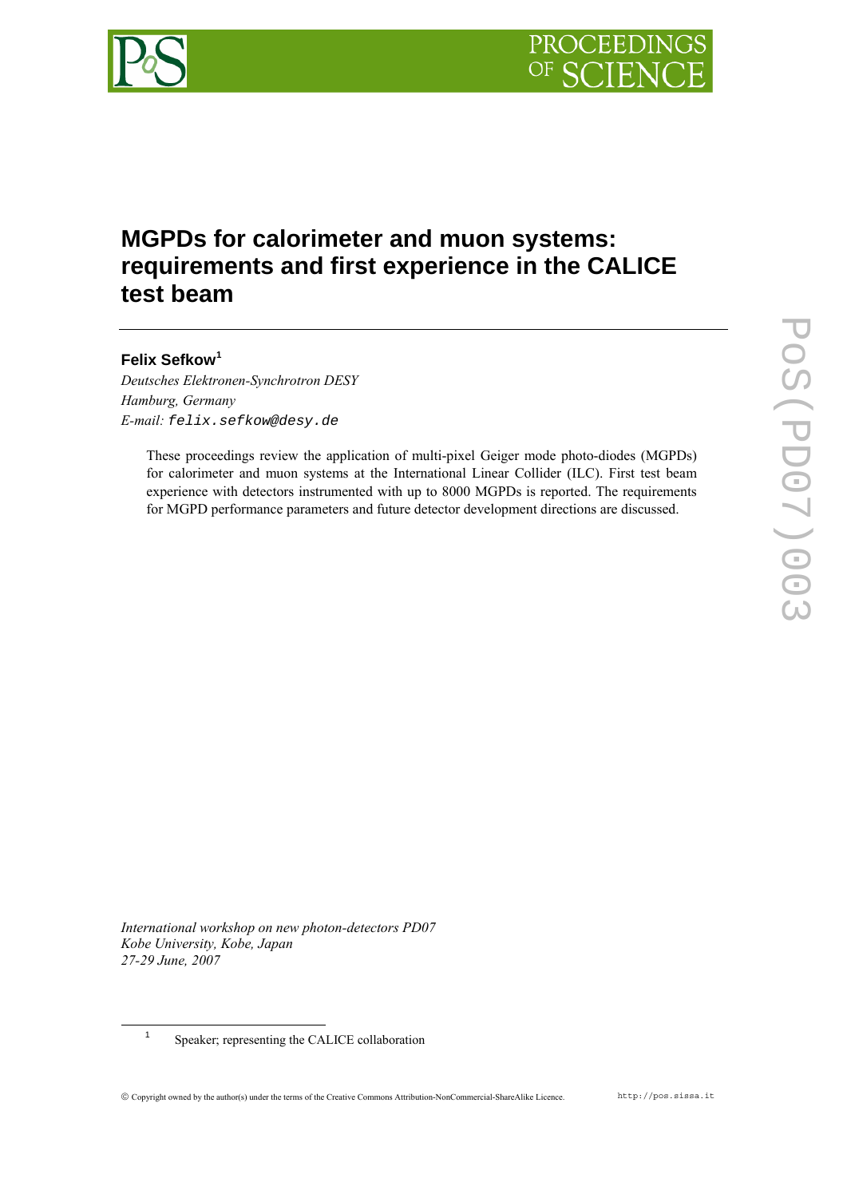# MGPDs for calorimeter and muon systems: requirements and first experience in the CALICE test beam

**Felix Sefkow**[1]

*Deutsches Elektronen-Synchrotron DESY*
*Hamburg, Germany*
*E-mail:* `felix.sefkow@desy.de`

These proceedings review the application of multi-pixel Geiger mode photo-diodes (MGPDs) for calorimeter and muon systems at the International Linear Collider (ILC). First test beam experience with detectors instrumented with up to 8000 MGPDs is reported. The requirements for MGPD performance parameters and future detector development directions are discussed.

*International workshop on new photon-detectors PD07*
*Kobe University, Kobe, Japan*
*27-29 June, 2007*

[1] Speaker; representing the CALICE collaboration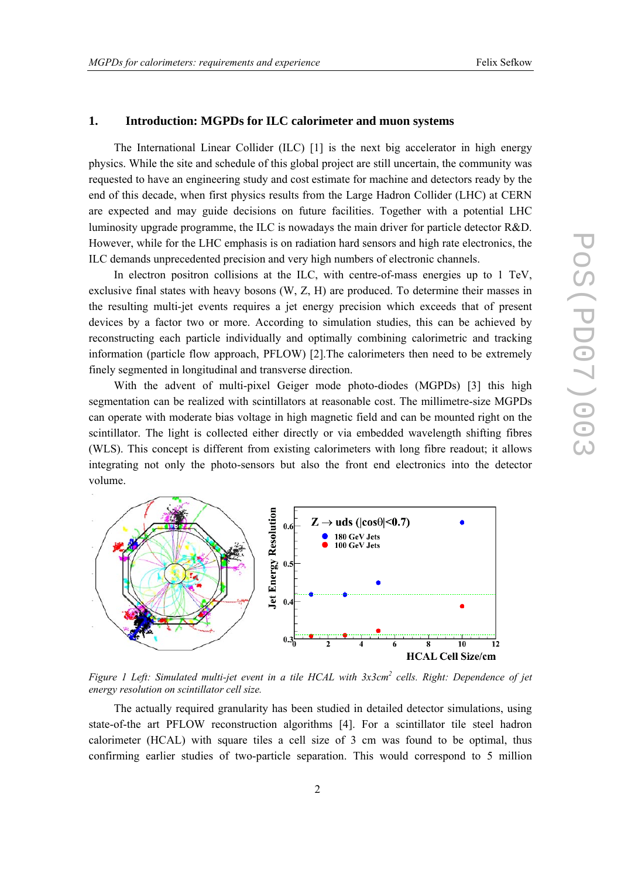## 1. Introduction: MGPDs for ILC calorimeter and muon systems

The International Linear Collider (ILC) [1] is the next big accelerator in high energy physics. While the site and schedule of this global project are still uncertain, the community was requested to have an engineering study and cost estimate for machine and detectors ready by the end of this decade, when first physics results from the Large Hadron Collider (LHC) at CERN are expected and may guide decisions on future facilities. Together with a potential LHC luminosity upgrade programme, the ILC is nowadays the main driver for particle detector R&D. However, while for the LHC emphasis is on radiation hard sensors and high rate electronics, the ILC demands unprecedented precision and very high numbers of electronic channels.

In electron positron collisions at the ILC, with centre-of-mass energies up to 1 TeV, exclusive final states with heavy bosons (W, Z, H) are produced. To determine their masses in the resulting multi-jet events requires a jet energy precision which exceeds that of present devices by a factor two or more. According to simulation studies, this can be achieved by reconstructing each particle individually and optimally combining calorimetric and tracking information (particle flow approach, PFLOW) [2].The calorimeters then need to be extremely finely segmented in longitudinal and transverse direction.

With the advent of multi-pixel Geiger mode photo-diodes (MGPDs) [3] this high segmentation can be realized with scintillators at reasonable cost. The millimetre-size MGPDs can operate with moderate bias voltage in high magnetic field and can be mounted right on the scintillator. The light is collected either directly or via embedded wavelength shifting fibres (WLS). This concept is different from existing calorimeters with long fibre readout; it allows integrating not only the photo-sensors but also the front end electronics into the detector volume.

*Figure 1 Left: Simulated multi-jet event in a tile HCAL with 3x3cm$^2$ cells. Right: Dependence of jet energy resolution on scintillator cell size.*

The actually required granularity has been studied in detailed detector simulations, using state-of-the art PFLOW reconstruction algorithms [4]. For a scintillator tile steel hadron calorimeter (HCAL) with square tiles a cell size of 3 cm was found to be optimal, thus confirming earlier studies of two-particle separation. This would correspond to 5 million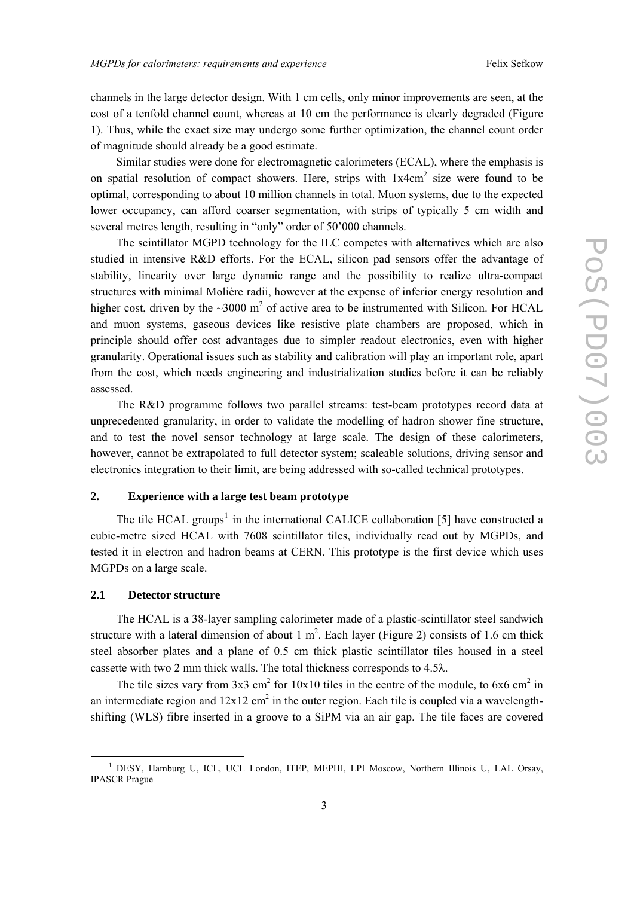channels in the large detector design. With 1 cm cells, only minor improvements are seen, at the cost of a tenfold channel count, whereas at 10 cm the performance is clearly degraded (Figure 1). Thus, while the exact size may undergo some further optimization, the channel count order of magnitude should already be a good estimate.

Similar studies were done for electromagnetic calorimeters (ECAL), where the emphasis is on spatial resolution of compact showers. Here, strips with 1x4cm$^2$ size were found to be optimal, corresponding to about 10 million channels in total. Muon systems, due to the expected lower occupancy, can afford coarser segmentation, with strips of typically 5 cm width and several metres length, resulting in "only" order of 50'000 channels.

The scintillator MGPD technology for the ILC competes with alternatives which are also studied in intensive R&D efforts. For the ECAL, silicon pad sensors offer the advantage of stability, linearity over large dynamic range and the possibility to realize ultra-compact structures with minimal Molière radii, however at the expense of inferior energy resolution and higher cost, driven by the ~3000 m$^2$ of active area to be instrumented with Silicon. For HCAL and muon systems, gaseous devices like resistive plate chambers are proposed, which in principle should offer cost advantages due to simpler readout electronics, even with higher granularity. Operational issues such as stability and calibration will play an important role, apart from the cost, which needs engineering and industrialization studies before it can be reliably assessed.

The R&D programme follows two parallel streams: test-beam prototypes record data at unprecedented granularity, in order to validate the modelling of hadron shower fine structure, and to test the novel sensor technology at large scale. The design of these calorimeters, however, cannot be extrapolated to full detector system; scaleable solutions, driving sensor and electronics integration to their limit, are being addressed with so-called technical prototypes.

## 2. Experience with a large test beam prototype

The tile HCAL groups[1] in the international CALICE collaboration [5] have constructed a cubic-metre sized HCAL with 7608 scintillator tiles, individually read out by MGPDs, and tested it in electron and hadron beams at CERN. This prototype is the first device which uses MGPDs on a large scale.

### 2.1 Detector structure

The HCAL is a 38-layer sampling calorimeter made of a plastic-scintillator steel sandwich structure with a lateral dimension of about 1 m$^2$. Each layer (Figure 2) consists of 1.6 cm thick steel absorber plates and a plane of 0.5 cm thick plastic scintillator tiles housed in a steel cassette with two 2 mm thick walls. The total thickness corresponds to 4.5λ.

The tile sizes vary from 3x3 cm$^2$ for 10x10 tiles in the centre of the module, to 6x6 cm$^2$ in an intermediate region and 12x12 cm$^2$ in the outer region. Each tile is coupled via a wavelength-shifting (WLS) fibre inserted in a groove to a SiPM via an air gap. The tile faces are covered

[1] DESY, Hamburg U, ICL, UCL London, ITEP, MEPHI, LPI Moscow, Northern Illinois U, LAL Orsay, IPASCR Prague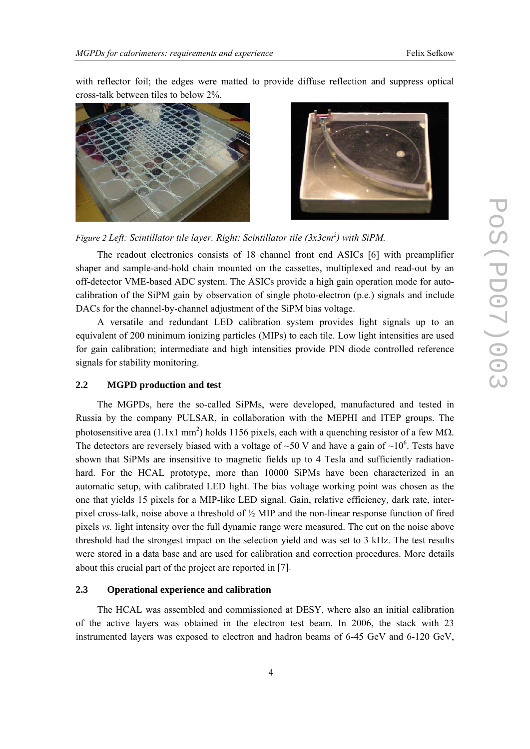with reflector foil; the edges were matted to provide diffuse reflection and suppress optical cross-talk between tiles to below 2%.

*Figure 2 Left: Scintillator tile layer. Right: Scintillator tile ($3x3cm^2$) with SiPM.*

The readout electronics consists of 18 channel front end ASICs [6] with preamplifier shaper and sample-and-hold chain mounted on the cassettes, multiplexed and read-out by an off-detector VME-based ADC system. The ASICs provide a high gain operation mode for auto-calibration of the SiPM gain by observation of single photo-electron (p.e.) signals and include DACs for the channel-by-channel adjustment of the SiPM bias voltage.

A versatile and redundant LED calibration system provides light signals up to an equivalent of 200 minimum ionizing particles (MIPs) to each tile. Low light intensities are used for gain calibration; intermediate and high intensities provide PIN diode controlled reference signals for stability monitoring.

### 2.2 MGPD production and test

The MGPDs, here the so-called SiPMs, were developed, manufactured and tested in Russia by the company PULSAR, in collaboration with the MEPHI and ITEP groups. The photosensitive area ($1.1x1\ mm^2$) holds 1156 pixels, each with a quenching resistor of a few MΩ. The detectors are reversely biased with a voltage of ~50 V and have a gain of $\sim 10^6$. Tests have shown that SiPMs are insensitive to magnetic fields up to 4 Tesla and sufficiently radiation-hard. For the HCAL prototype, more than 10000 SiPMs have been characterized in an automatic setup, with calibrated LED light. The bias voltage working point was chosen as the one that yields 15 pixels for a MIP-like LED signal. Gain, relative efficiency, dark rate, inter-pixel cross-talk, noise above a threshold of ½ MIP and the non-linear response function of fired pixels *vs.* light intensity over the full dynamic range were measured. The cut on the noise above threshold had the strongest impact on the selection yield and was set to 3 kHz. The test results were stored in a data base and are used for calibration and correction procedures. More details about this crucial part of the project are reported in [7].

### 2.3 Operational experience and calibration

The HCAL was assembled and commissioned at DESY, where also an initial calibration of the active layers was obtained in the electron test beam. In 2006, the stack with 23 instrumented layers was exposed to electron and hadron beams of 6-45 GeV and 6-120 GeV,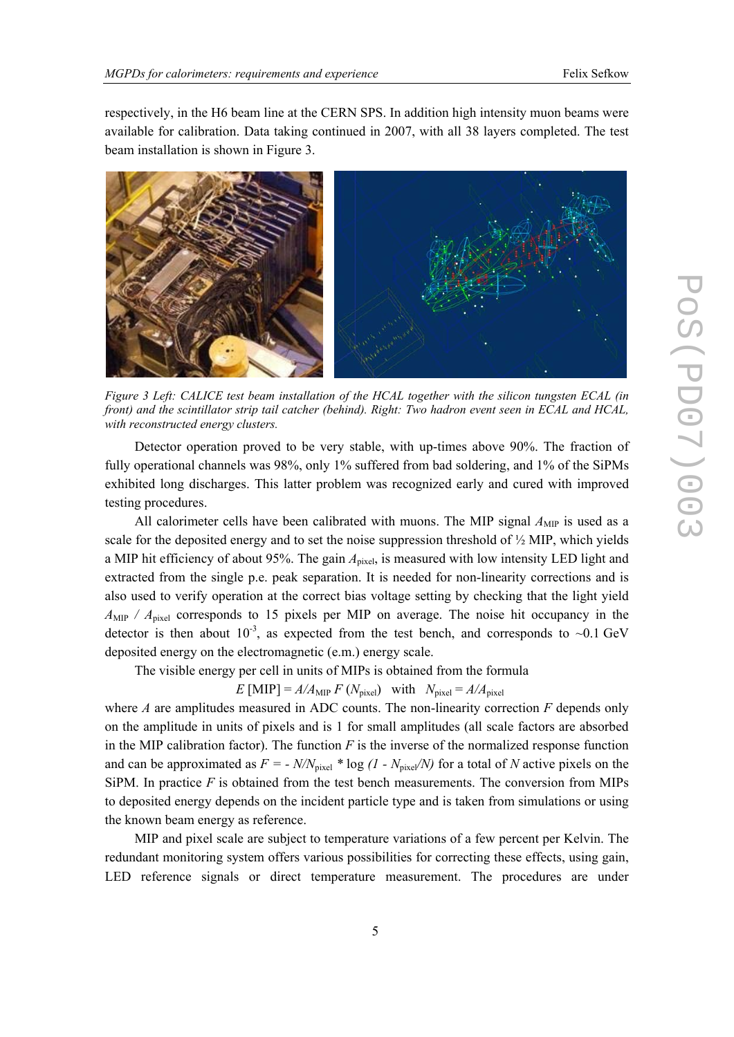respectively, in the H6 beam line at the CERN SPS. In addition high intensity muon beams were available for calibration. Data taking continued in 2007, with all 38 layers completed. The test beam installation is shown in Figure 3.

*Figure 3 Left: CALICE test beam installation of the HCAL together with the silicon tungsten ECAL (in front) and the scintillator strip tail catcher (behind). Right: Two hadron event seen in ECAL and HCAL, with reconstructed energy clusters.*

Detector operation proved to be very stable, with up-times above 90%. The fraction of fully operational channels was 98%, only 1% suffered from bad soldering, and 1% of the SiPMs exhibited long discharges. This latter problem was recognized early and cured with improved testing procedures.

All calorimeter cells have been calibrated with muons. The MIP signal $A_{MIP}$ is used as a scale for the deposited energy and to set the noise suppression threshold of ½ MIP, which yields a MIP hit efficiency of about 95%. The gain $A_{pixel}$, is measured with low intensity LED light and extracted from the single p.e. peak separation. It is needed for non-linearity corrections and is also used to verify operation at the correct bias voltage setting by checking that the light yield $A_{MIP}$ / $A_{pixel}$ corresponds to 15 pixels per MIP on average. The noise hit occupancy in the detector is then about $10^{-3}$, as expected from the test bench, and corresponds to ~0.1 GeV deposited energy on the electromagnetic (e.m.) energy scale.

The visible energy per cell in units of MIPs is obtained from the formula

$$E\,[\mathrm{MIP}] = A/A_{MIP}\, F\,(N_{pixel}) \quad \text{with} \quad N_{pixel} = A/A_{pixel}$$

where $A$ are amplitudes measured in ADC counts. The non-linearity correction $F$ depends only on the amplitude in units of pixels and is 1 for small amplitudes (all scale factors are absorbed in the MIP calibration factor). The function $F$ is the inverse of the normalized response function and can be approximated as $F = - N/N_{pixel} * \log\,(1 - N_{pixel}/N)$ for a total of $N$ active pixels on the SiPM. In practice $F$ is obtained from the test bench measurements. The conversion from MIPs to deposited energy depends on the incident particle type and is taken from simulations or using the known beam energy as reference.

MIP and pixel scale are subject to temperature variations of a few percent per Kelvin. The redundant monitoring system offers various possibilities for correcting these effects, using gain, LED reference signals or direct temperature measurement. The procedures are under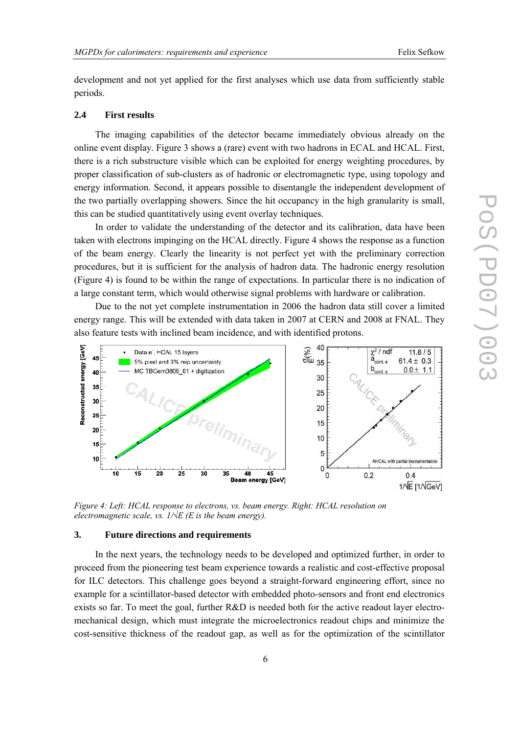development and not yet applied for the first analyses which use data from sufficiently stable periods.

### 2.4 First results

The imaging capabilities of the detector became immediately obvious already on the online event display. Figure 3 shows a (rare) event with two hadrons in ECAL and HCAL. First, there is a rich substructure visible which can be exploited for energy weighting procedures, by proper classification of sub-clusters as of hadronic or electromagnetic type, using topology and energy information. Second, it appears possible to disentangle the independent development of the two partially overlapping showers. Since the hit occupancy in the high granularity is small, this can be studied quantitatively using event overlay techniques.

In order to validate the understanding of the detector and its calibration, data have been taken with electrons impinging on the HCAL directly. Figure 4 shows the response as a function of the beam energy. Clearly the linearity is not perfect yet with the preliminary correction procedures, but it is sufficient for the analysis of hadron data. The hadronic energy resolution (Figure 4) is found to be within the range of expectations. In particular there is no indication of a large constant term, which would otherwise signal problems with hardware or calibration.

Due to the not yet complete instrumentation in 2006 the hadron data still cover a limited energy range. This will be extended with data taken in 2007 at CERN and 2008 at FNAL. They also feature tests with inclined beam incidence, and with identified protons.

*Figure 4: Left: HCAL response to electrons, vs. beam energy. Right: HCAL resolution on electromagnetic scale, vs. $1/\sqrt{E}$ (E is the beam energy).*

## 3. Future directions and requirements

In the next years, the technology needs to be developed and optimized further, in order to proceed from the pioneering test beam experience towards a realistic and cost-effective proposal for ILC detectors. This challenge goes beyond a straight-forward engineering effort, since no example for a scintillator-based detector with embedded photo-sensors and front end electronics exists so far. To meet the goal, further R&D is needed both for the active readout layer electro-mechanical design, which must integrate the microelectronics readout chips and minimize the cost-sensitive thickness of the readout gap, as well as for the optimization of the scintillator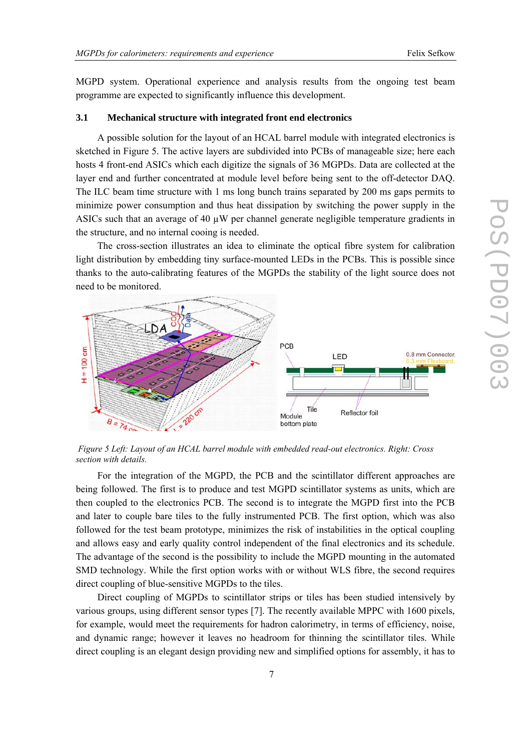MGPD system. Operational experience and analysis results from the ongoing test beam programme are expected to significantly influence this development.

### 3.1 Mechanical structure with integrated front end electronics

A possible solution for the layout of an HCAL barrel module with integrated electronics is sketched in Figure 5. The active layers are subdivided into PCBs of manageable size; here each hosts 4 front-end ASICs which each digitize the signals of 36 MGPDs. Data are collected at the layer end and further concentrated at module level before being sent to the off-detector DAQ. The ILC beam time structure with 1 ms long bunch trains separated by 200 ms gaps permits to minimize power consumption and thus heat dissipation by switching the power supply in the ASICs such that an average of 40 µW per channel generate negligible temperature gradients in the structure, and no internal cooing is needed.

The cross-section illustrates an idea to eliminate the optical fibre system for calibration light distribution by embedding tiny surface-mounted LEDs in the PCBs. This is possible since thanks to the auto-calibrating features of the MGPDs the stability of the light source does not need to be monitored.

*Figure 5 Left: Layout of an HCAL barrel module with embedded read-out electronics. Right: Cross section with details.*

For the integration of the MGPD, the PCB and the scintillator different approaches are being followed. The first is to produce and test MGPD scintillator systems as units, which are then coupled to the electronics PCB. The second is to integrate the MGPD first into the PCB and later to couple bare tiles to the fully instrumented PCB. The first option, which was also followed for the test beam prototype, minimizes the risk of instabilities in the optical coupling and allows easy and early quality control independent of the final electronics and its schedule. The advantage of the second is the possibility to include the MGPD mounting in the automated SMD technology. While the first option works with or without WLS fibre, the second requires direct coupling of blue-sensitive MGPDs to the tiles.

Direct coupling of MGPDs to scintillator strips or tiles has been studied intensively by various groups, using different sensor types [7]. The recently available MPPC with 1600 pixels, for example, would meet the requirements for hadron calorimetry, in terms of efficiency, noise, and dynamic range; however it leaves no headroom for thinning the scintillator tiles. While direct coupling is an elegant design providing new and simplified options for assembly, it has to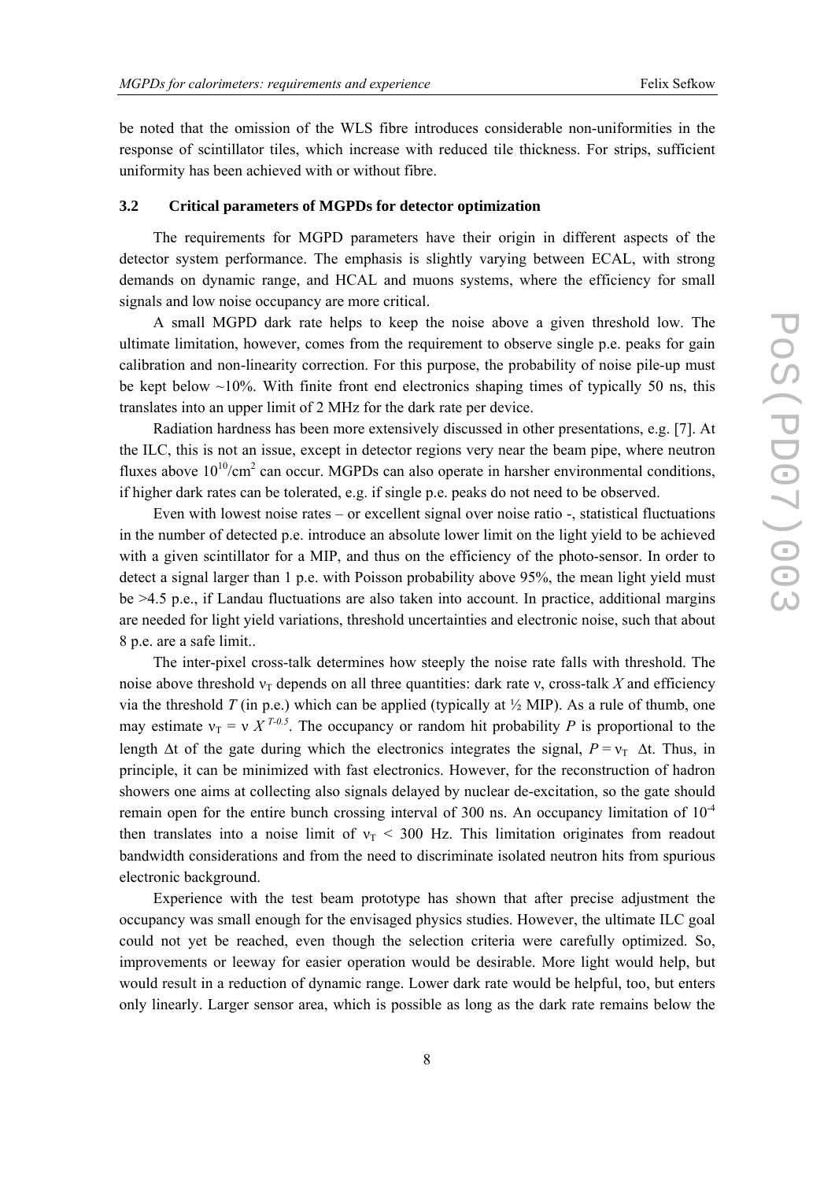be noted that the omission of the WLS fibre introduces considerable non-uniformities in the response of scintillator tiles, which increase with reduced tile thickness. For strips, sufficient uniformity has been achieved with or without fibre.

### 3.2 Critical parameters of MGPDs for detector optimization

The requirements for MGPD parameters have their origin in different aspects of the detector system performance. The emphasis is slightly varying between ECAL, with strong demands on dynamic range, and HCAL and muons systems, where the efficiency for small signals and low noise occupancy are more critical.

A small MGPD dark rate helps to keep the noise above a given threshold low. The ultimate limitation, however, comes from the requirement to observe single p.e. peaks for gain calibration and non-linearity correction. For this purpose, the probability of noise pile-up must be kept below ~10%. With finite front end electronics shaping times of typically 50 ns, this translates into an upper limit of 2 MHz for the dark rate per device.

Radiation hardness has been more extensively discussed in other presentations, e.g. [7]. At the ILC, this is not an issue, except in detector regions very near the beam pipe, where neutron fluxes above $10^{10}$/cm$^2$ can occur. MGPDs can also operate in harsher environmental conditions, if higher dark rates can be tolerated, e.g. if single p.e. peaks do not need to be observed.

Even with lowest noise rates – or excellent signal over noise ratio -, statistical fluctuations in the number of detected p.e. introduce an absolute lower limit on the light yield to be achieved with a given scintillator for a MIP, and thus on the efficiency of the photo-sensor. In order to detect a signal larger than 1 p.e. with Poisson probability above 95%, the mean light yield must be >4.5 p.e., if Landau fluctuations are also taken into account. In practice, additional margins are needed for light yield variations, threshold uncertainties and electronic noise, such that about 8 p.e. are a safe limit..

The inter-pixel cross-talk determines how steeply the noise rate falls with threshold. The noise above threshold $\nu_T$ depends on all three quantities: dark rate $\nu$, cross-talk $X$ and efficiency via the threshold $T$ (in p.e.) which can be applied (typically at ½ MIP). As a rule of thumb, one may estimate $\nu_T = \nu\ X^{T-0.5}$. The occupancy or random hit probability $P$ is proportional to the length $\Delta t$ of the gate during which the electronics integrates the signal, $P = \nu_T\ \ \Delta t$. Thus, in principle, it can be minimized with fast electronics. However, for the reconstruction of hadron showers one aims at collecting also signals delayed by nuclear de-excitation, so the gate should remain open for the entire bunch crossing interval of 300 ns. An occupancy limitation of $10^{-4}$ then translates into a noise limit of $\nu_T$ < 300 Hz. This limitation originates from readout bandwidth considerations and from the need to discriminate isolated neutron hits from spurious electronic background.

Experience with the test beam prototype has shown that after precise adjustment the occupancy was small enough for the envisaged physics studies. However, the ultimate ILC goal could not yet be reached, even though the selection criteria were carefully optimized. So, improvements or leeway for easier operation would be desirable. More light would help, but would result in a reduction of dynamic range. Lower dark rate would be helpful, too, but enters only linearly. Larger sensor area, which is possible as long as the dark rate remains below the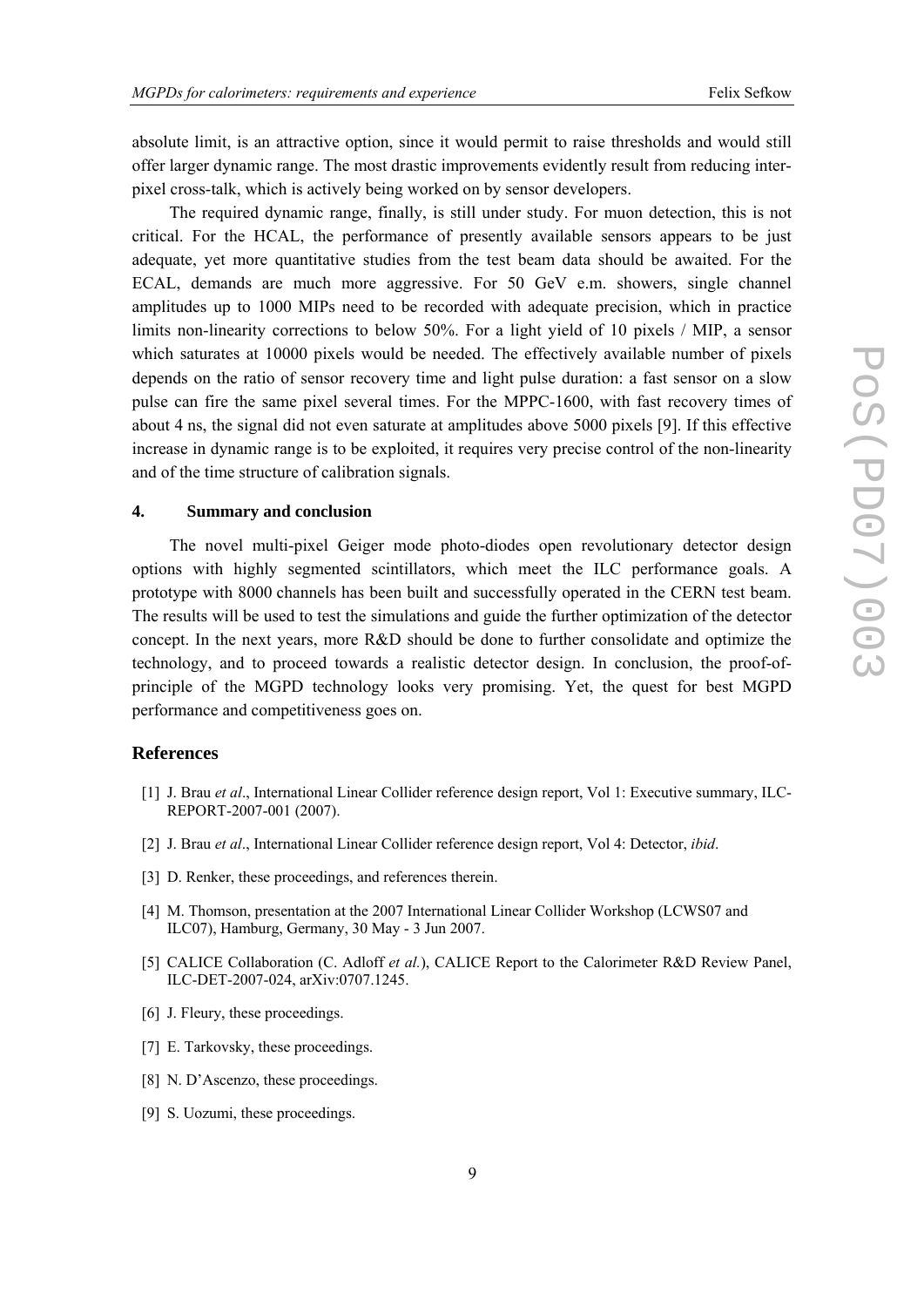absolute limit, is an attractive option, since it would permit to raise thresholds and would still offer larger dynamic range. The most drastic improvements evidently result from reducing inter-pixel cross-talk, which is actively being worked on by sensor developers.

The required dynamic range, finally, is still under study. For muon detection, this is not critical. For the HCAL, the performance of presently available sensors appears to be just adequate, yet more quantitative studies from the test beam data should be awaited. For the ECAL, demands are much more aggressive. For 50 GeV e.m. showers, single channel amplitudes up to 1000 MIPs need to be recorded with adequate precision, which in practice limits non-linearity corrections to below 50%. For a light yield of 10 pixels / MIP, a sensor which saturates at 10000 pixels would be needed. The effectively available number of pixels depends on the ratio of sensor recovery time and light pulse duration: a fast sensor on a slow pulse can fire the same pixel several times. For the MPPC-1600, with fast recovery times of about 4 ns, the signal did not even saturate at amplitudes above 5000 pixels [9]. If this effective increase in dynamic range is to be exploited, it requires very precise control of the non-linearity and of the time structure of calibration signals.

## 4. Summary and conclusion

The novel multi-pixel Geiger mode photo-diodes open revolutionary detector design options with highly segmented scintillators, which meet the ILC performance goals. A prototype with 8000 channels has been built and successfully operated in the CERN test beam. The results will be used to test the simulations and guide the further optimization of the detector concept. In the next years, more R&D should be done to further consolidate and optimize the technology, and to proceed towards a realistic detector design. In conclusion, the proof-of-principle of the MGPD technology looks very promising. Yet, the quest for best MGPD performance and competitiveness goes on.

## References

[1] J. Brau *et al*., International Linear Collider reference design report, Vol 1: Executive summary, ILC-REPORT-2007-001 (2007).

[2] J. Brau *et al*., International Linear Collider reference design report, Vol 4: Detector, *ibid*.

[3] D. Renker, these proceedings, and references therein.

[4] M. Thomson, presentation at the 2007 International Linear Collider Workshop (LCWS07 and ILC07), Hamburg, Germany, 30 May - 3 Jun 2007.

[5] CALICE Collaboration (C. Adloff *et al.*), CALICE Report to the Calorimeter R&D Review Panel, ILC-DET-2007-024, arXiv:0707.1245.

[6] J. Fleury, these proceedings.

[7] E. Tarkovsky, these proceedings.

[8] N. D'Ascenzo, these proceedings.

[9] S. Uozumi, these proceedings.